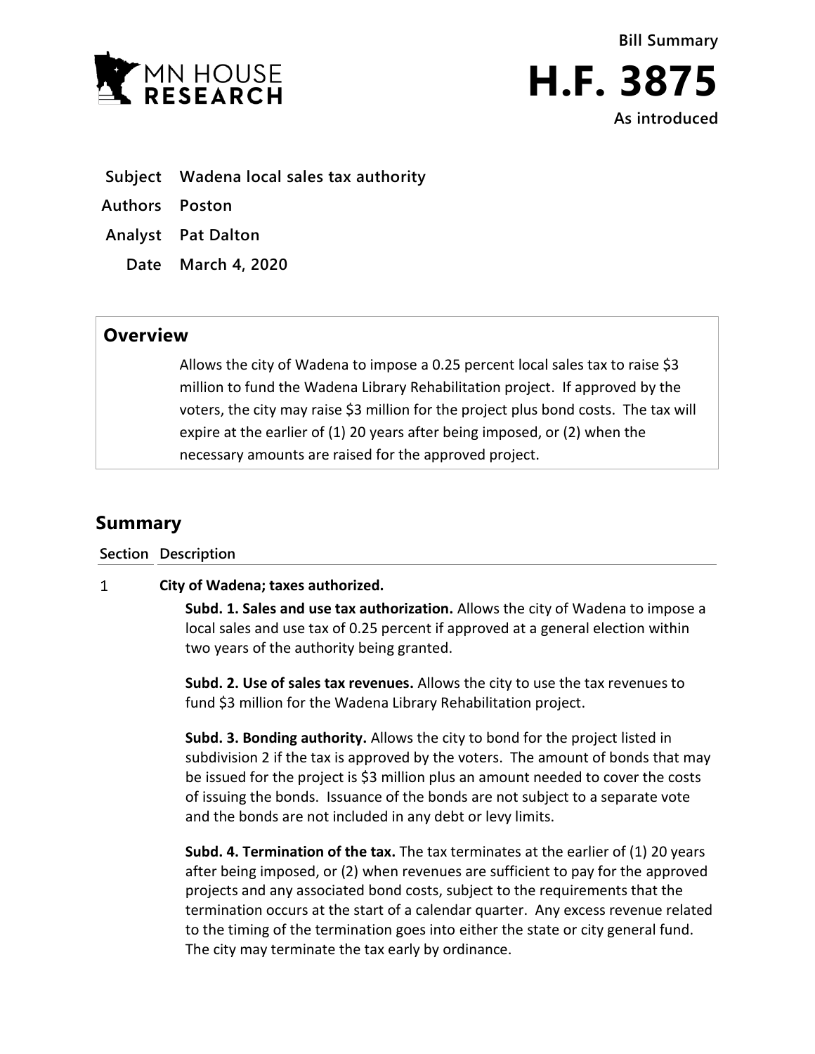MN HOUSE RESEARCH

**Bill Summary**

# H.F. 3875

**As introduced**

| | |
|---|---|
| **Subject** | **Wadena local sales tax authority** |
| **Authors** | **Poston** |
| **Analyst** | **Pat Dalton** |
| **Date** | **March 4, 2020** |

## Overview

Allows the city of Wadena to impose a 0.25 percent local sales tax to raise $3 million to fund the Wadena Library Rehabilitation project. If approved by the voters, the city may raise $3 million for the project plus bond costs. The tax will expire at the earlier of (1) 20 years after being imposed, or (2) when the necessary amounts are raised for the approved project.

## Summary

| Section | Description |
|---|---|
| 1 | **City of Wadena; taxes authorized.** |

**Subd. 1. Sales and use tax authorization.** Allows the city of Wadena to impose a local sales and use tax of 0.25 percent if approved at a general election within two years of the authority being granted.

**Subd. 2. Use of sales tax revenues.** Allows the city to use the tax revenues to fund $3 million for the Wadena Library Rehabilitation project.

**Subd. 3. Bonding authority.** Allows the city to bond for the project listed in subdivision 2 if the tax is approved by the voters. The amount of bonds that may be issued for the project is $3 million plus an amount needed to cover the costs of issuing the bonds. Issuance of the bonds are not subject to a separate vote and the bonds are not included in any debt or levy limits.

**Subd. 4. Termination of the tax.** The tax terminates at the earlier of (1) 20 years after being imposed, or (2) when revenues are sufficient to pay for the approved projects and any associated bond costs, subject to the requirements that the termination occurs at the start of a calendar quarter. Any excess revenue related to the timing of the termination goes into either the state or city general fund. The city may terminate the tax early by ordinance.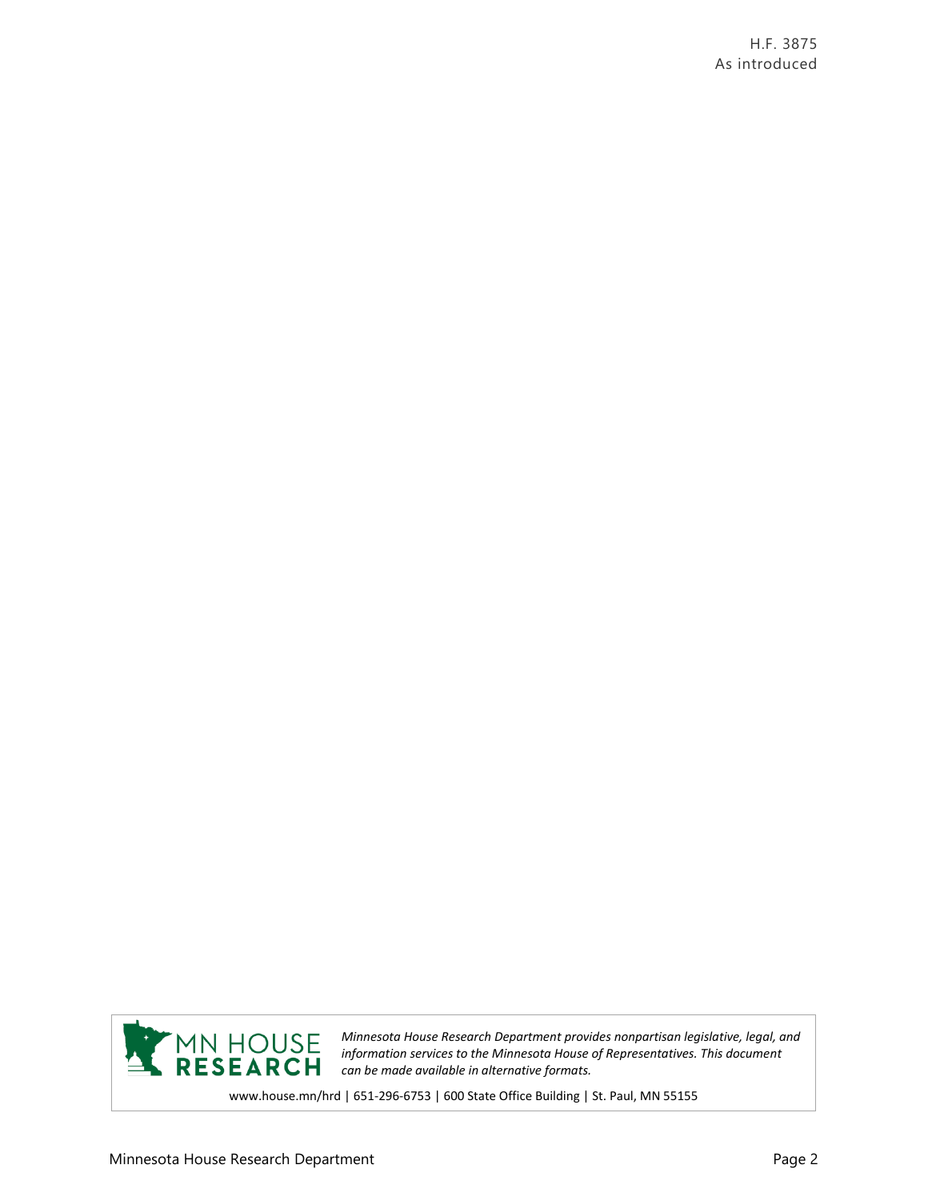MN HOUSE RESEARCH

*Minnesota House Research Department provides nonpartisan legislative, legal, and information services to the Minnesota House of Representatives. This document can be made available in alternative formats.*

www.house.mn/hrd | 651-296-6753 | 600 State Office Building | St. Paul, MN 55155